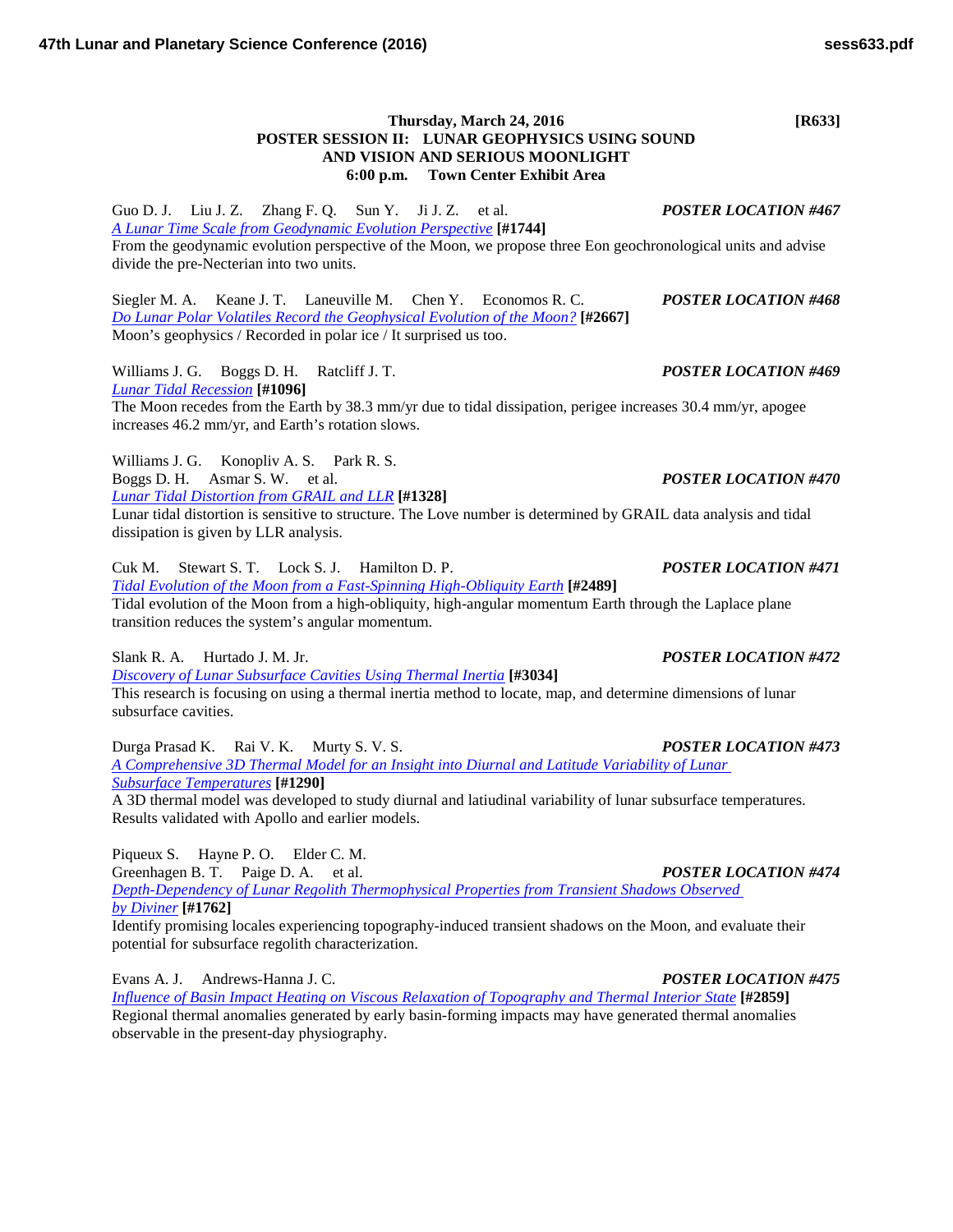**Thursday, March 24, 2016** **[R633]**

## POSTER SESSION II: LUNAR GEOPHYSICS USING SOUND AND VISION AND SERIOUS MOONLIGHT
### 6:00 p.m. Town Center Exhibit Area

Guo D. J. Liu J. Z. Zhang F. Q. Sun Y. Ji J. Z. et al. ***POSTER LOCATION #467***
*A Lunar Time Scale from Geodynamic Evolution Perspective* **[#1744]**
From the geodynamic evolution perspective of the Moon, we propose three Eon geochronological units and advise divide the pre-Necterian into two units.

Siegler M. A. Keane J. T. Laneuville M. Chen Y. Economos R. C. ***POSTER LOCATION #468***
*Do Lunar Polar Volatiles Record the Geophysical Evolution of the Moon?* **[#2667]**
Moon's geophysics / Recorded in polar ice / It surprised us too.

Williams J. G. Boggs D. H. Ratcliff J. T. ***POSTER LOCATION #469***
*Lunar Tidal Recession* **[#1096]**
The Moon recedes from the Earth by 38.3 mm/yr due to tidal dissipation, perigee increases 30.4 mm/yr, apogee increases 46.2 mm/yr, and Earth's rotation slows.

Williams J. G. Konopliv A. S. Park R. S.
Boggs D. H. Asmar S. W. et al. ***POSTER LOCATION #470***
*Lunar Tidal Distortion from GRAIL and LLR* **[#1328]**
Lunar tidal distortion is sensitive to structure. The Love number is determined by GRAIL data analysis and tidal dissipation is given by LLR analysis.

Cuk M. Stewart S. T. Lock S. J. Hamilton D. P. ***POSTER LOCATION #471***
*Tidal Evolution of the Moon from a Fast-Spinning High-Obliquity Earth* **[#2489]**
Tidal evolution of the Moon from a high-obliquity, high-angular momentum Earth through the Laplace plane transition reduces the system's angular momentum.

Slank R. A. Hurtado J. M. Jr. ***POSTER LOCATION #472***
*Discovery of Lunar Subsurface Cavities Using Thermal Inertia* **[#3034]**
This research is focusing on using a thermal inertia method to locate, map, and determine dimensions of lunar subsurface cavities.

Durga Prasad K. Rai V. K. Murty S. V. S. ***POSTER LOCATION #473***
*A Comprehensive 3D Thermal Model for an Insight into Diurnal and Latitude Variability of Lunar Subsurface Temperatures* **[#1290]**
A 3D thermal model was developed to study diurnal and latiudinal variability of lunar subsurface temperatures. Results validated with Apollo and earlier models.

Piqueux S. Hayne P. O. Elder C. M.
Greenhagen B. T. Paige D. A. et al. ***POSTER LOCATION #474***
*Depth-Dependency of Lunar Regolith Thermophysical Properties from Transient Shadows Observed by Diviner* **[#1762]**
Identify promising locales experiencing topography-induced transient shadows on the Moon, and evaluate their potential for subsurface regolith characterization.

Evans A. J. Andrews-Hanna J. C. ***POSTER LOCATION #475***
*Influence of Basin Impact Heating on Viscous Relaxation of Topography and Thermal Interior State* **[#2859]**
Regional thermal anomalies generated by early basin-forming impacts may have generated thermal anomalies observable in the present-day physiography.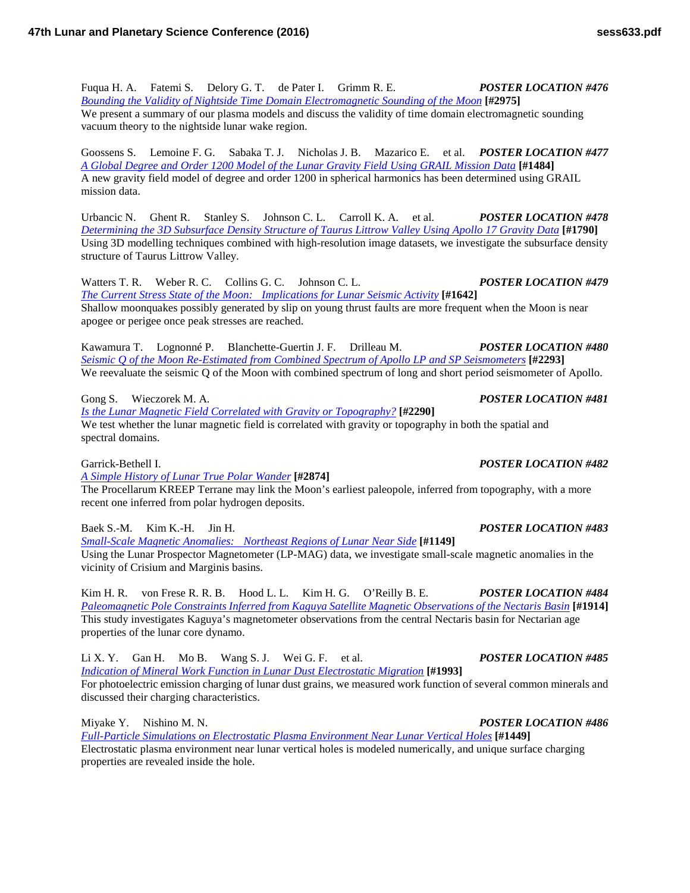Fuqua H. A. Fatemi S. Delory G. T. de Pater I. Grimm R. E. ***POSTER LOCATION #476***
*Bounding the Validity of Nightside Time Domain Electromagnetic Sounding of the Moon* **[#2975]**
We present a summary of our plasma models and discuss the validity of time domain electromagnetic sounding vacuum theory to the nightside lunar wake region.

Goossens S. Lemoine F. G. Sabaka T. J. Nicholas J. B. Mazarico E. et al. ***POSTER LOCATION #477***
*A Global Degree and Order 1200 Model of the Lunar Gravity Field Using GRAIL Mission Data* **[#1484]**
A new gravity field model of degree and order 1200 in spherical harmonics has been determined using GRAIL mission data.

Urbancic N. Ghent R. Stanley S. Johnson C. L. Carroll K. A. et al. ***POSTER LOCATION #478***
*Determining the 3D Subsurface Density Structure of Taurus Littrow Valley Using Apollo 17 Gravity Data* **[#1790]**
Using 3D modelling techniques combined with high-resolution image datasets, we investigate the subsurface density structure of Taurus Littrow Valley.

Watters T. R. Weber R. C. Collins G. C. Johnson C. L. ***POSTER LOCATION #479***
*The Current Stress State of the Moon: Implications for Lunar Seismic Activity* **[#1642]**
Shallow moonquakes possibly generated by slip on young thrust faults are more frequent when the Moon is near apogee or perigee once peak stresses are reached.

Kawamura T. Lognonné P. Blanchette-Guertin J. F. Drilleau M. ***POSTER LOCATION #480***
*Seismic Q of the Moon Re-Estimated from Combined Spectrum of Apollo LP and SP Seismometers* **[#2293]**
We reevaluate the seismic Q of the Moon with combined spectrum of long and short period seismometer of Apollo.

Gong S. Wieczorek M. A. ***POSTER LOCATION #481***
*Is the Lunar Magnetic Field Correlated with Gravity or Topography?* **[#2290]**
We test whether the lunar magnetic field is correlated with gravity or topography in both the spatial and spectral domains.

Garrick-Bethell I. ***POSTER LOCATION #482***
*A Simple History of Lunar True Polar Wander* **[#2874]**
The Procellarum KREEP Terrane may link the Moon's earliest paleopole, inferred from topography, with a more recent one inferred from polar hydrogen deposits.

Baek S.-M. Kim K.-H. Jin H. ***POSTER LOCATION #483***
*Small-Scale Magnetic Anomalies: Northeast Regions of Lunar Near Side* **[#1149]**
Using the Lunar Prospector Magnetometer (LP-MAG) data, we investigate small-scale magnetic anomalies in the vicinity of Crisium and Marginis basins.

Kim H. R. von Frese R. R. B. Hood L. L. Kim H. G. O'Reilly B. E. ***POSTER LOCATION #484***
*Paleomagnetic Pole Constraints Inferred from Kaguya Satellite Magnetic Observations of the Nectaris Basin* **[#1914]**
This study investigates Kaguya's magnetometer observations from the central Nectaris basin for Nectarian age properties of the lunar core dynamo.

Li X. Y. Gan H. Mo B. Wang S. J. Wei G. F. et al. ***POSTER LOCATION #485***
*Indication of Mineral Work Function in Lunar Dust Electrostatic Migration* **[#1993]**
For photoelectric emission charging of lunar dust grains, we measured work function of several common minerals and discussed their charging characteristics.

Miyake Y. Nishino M. N. ***POSTER LOCATION #486***
*Full-Particle Simulations on Electrostatic Plasma Environment Near Lunar Vertical Holes* **[#1449]**
Electrostatic plasma environment near lunar vertical holes is modeled numerically, and unique surface charging properties are revealed inside the hole.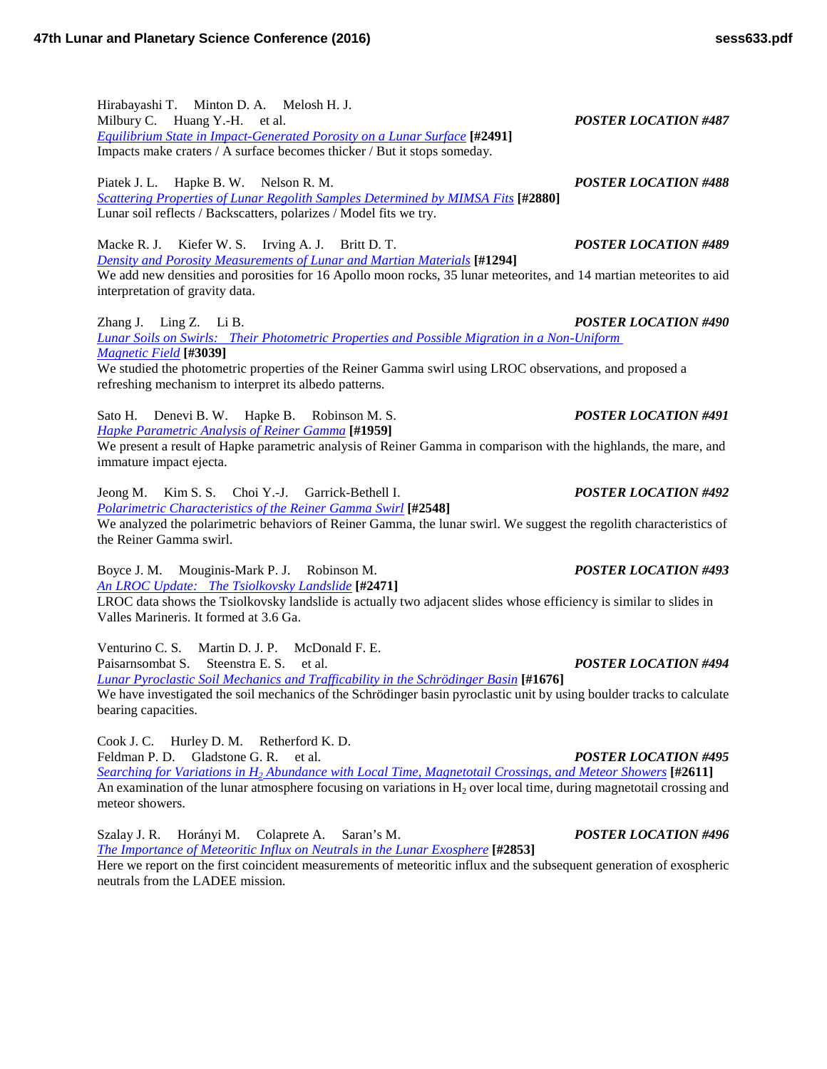Hirabayashi T. Minton D. A. Melosh H. J.
Milbury C. Huang Y.-H. et al. ***POSTER LOCATION #487***
*Equilibrium State in Impact-Generated Porosity on a Lunar Surface* **[#2491]**
Impacts make craters / A surface becomes thicker / But it stops someday.

Piatek J. L. Hapke B. W. Nelson R. M. ***POSTER LOCATION #488***
*Scattering Properties of Lunar Regolith Samples Determined by MIMSA Fits* **[#2880]**
Lunar soil reflects / Backscatters, polarizes / Model fits we try.

Macke R. J. Kiefer W. S. Irving A. J. Britt D. T. ***POSTER LOCATION #489***
*Density and Porosity Measurements of Lunar and Martian Materials* **[#1294]**
We add new densities and porosities for 16 Apollo moon rocks, 35 lunar meteorites, and 14 martian meteorites to aid interpretation of gravity data.

Zhang J. Ling Z. Li B. ***POSTER LOCATION #490***
*Lunar Soils on Swirls: Their Photometric Properties and Possible Migration in a Non-Uniform Magnetic Field* **[#3039]**
We studied the photometric properties of the Reiner Gamma swirl using LROC observations, and proposed a refreshing mechanism to interpret its albedo patterns.

Sato H. Denevi B. W. Hapke B. Robinson M. S. ***POSTER LOCATION #491***
*Hapke Parametric Analysis of Reiner Gamma* **[#1959]**
We present a result of Hapke parametric analysis of Reiner Gamma in comparison with the highlands, the mare, and immature impact ejecta.

Jeong M. Kim S. S. Choi Y.-J. Garrick-Bethell I. ***POSTER LOCATION #492***
*Polarimetric Characteristics of the Reiner Gamma Swirl* **[#2548]**
We analyzed the polarimetric behaviors of Reiner Gamma, the lunar swirl. We suggest the regolith characteristics of the Reiner Gamma swirl.

Boyce J. M. Mouginis-Mark P. J. Robinson M. ***POSTER LOCATION #493***
*An LROC Update: The Tsiolkovsky Landslide* **[#2471]**
LROC data shows the Tsiolkovsky landslide is actually two adjacent slides whose efficiency is similar to slides in Valles Marineris. It formed at 3.6 Ga.

Venturino C. S. Martin D. J. P. McDonald F. E.
Paisarnsombat S. Steenstra E. S. et al. ***POSTER LOCATION #494***
*Lunar Pyroclastic Soil Mechanics and Trafficability in the Schrödinger Basin* **[#1676]**
We have investigated the soil mechanics of the Schrödinger basin pyroclastic unit by using boulder tracks to calculate bearing capacities.

Cook J. C. Hurley D. M. Retherford K. D.
Feldman P. D. Gladstone G. R. et al. ***POSTER LOCATION #495***
*Searching for Variations in $H_2$ Abundance with Local Time, Magnetotail Crossings, and Meteor Showers* **[#2611]**
An examination of the lunar atmosphere focusing on variations in $H_2$ over local time, during magnetotail crossing and meteor showers.

Szalay J. R. Horányi M. Colaprete A. Saran's M. ***POSTER LOCATION #496***
*The Importance of Meteoritic Influx on Neutrals in the Lunar Exosphere* **[#2853]**
Here we report on the first coincident measurements of meteoritic influx and the subsequent generation of exospheric neutrals from the LADEE mission.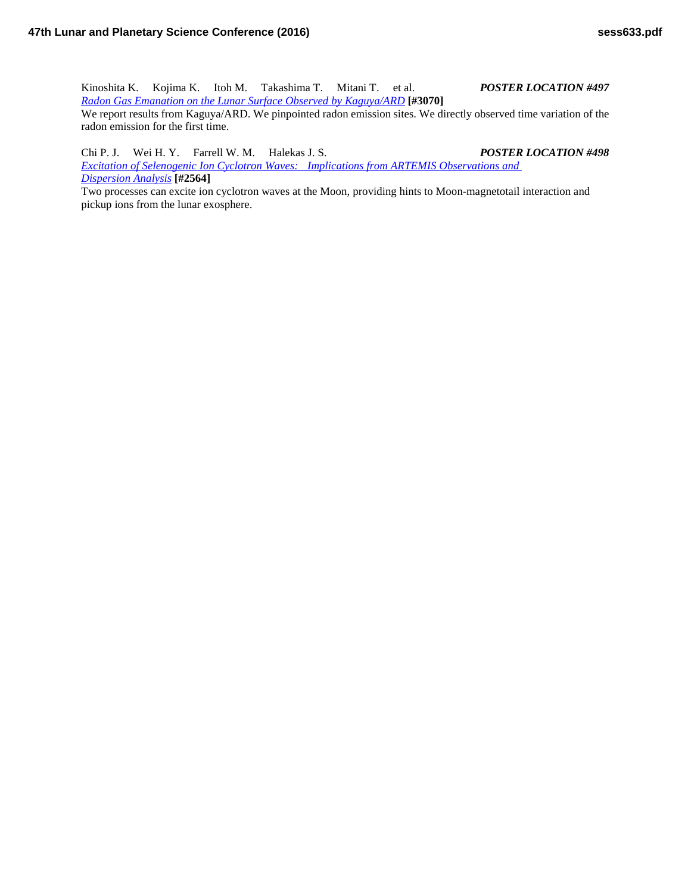Kinoshita K. Kojima K. Itoh M. Takashima T. Mitani T. et al. ***POSTER LOCATION #497***
*Radon Gas Emanation on the Lunar Surface Observed by Kaguya/ARD* **[#3070]**
We report results from Kaguya/ARD. We pinpointed radon emission sites. We directly observed time variation of the radon emission for the first time.

Chi P. J. Wei H. Y. Farrell W. M. Halekas J. S. ***POSTER LOCATION #498***
*Excitation of Selenogenic Ion Cyclotron Waves: Implications from ARTEMIS Observations and Dispersion Analysis* **[#2564]**
Two processes can excite ion cyclotron waves at the Moon, providing hints to Moon-magnetotail interaction and pickup ions from the lunar exosphere.